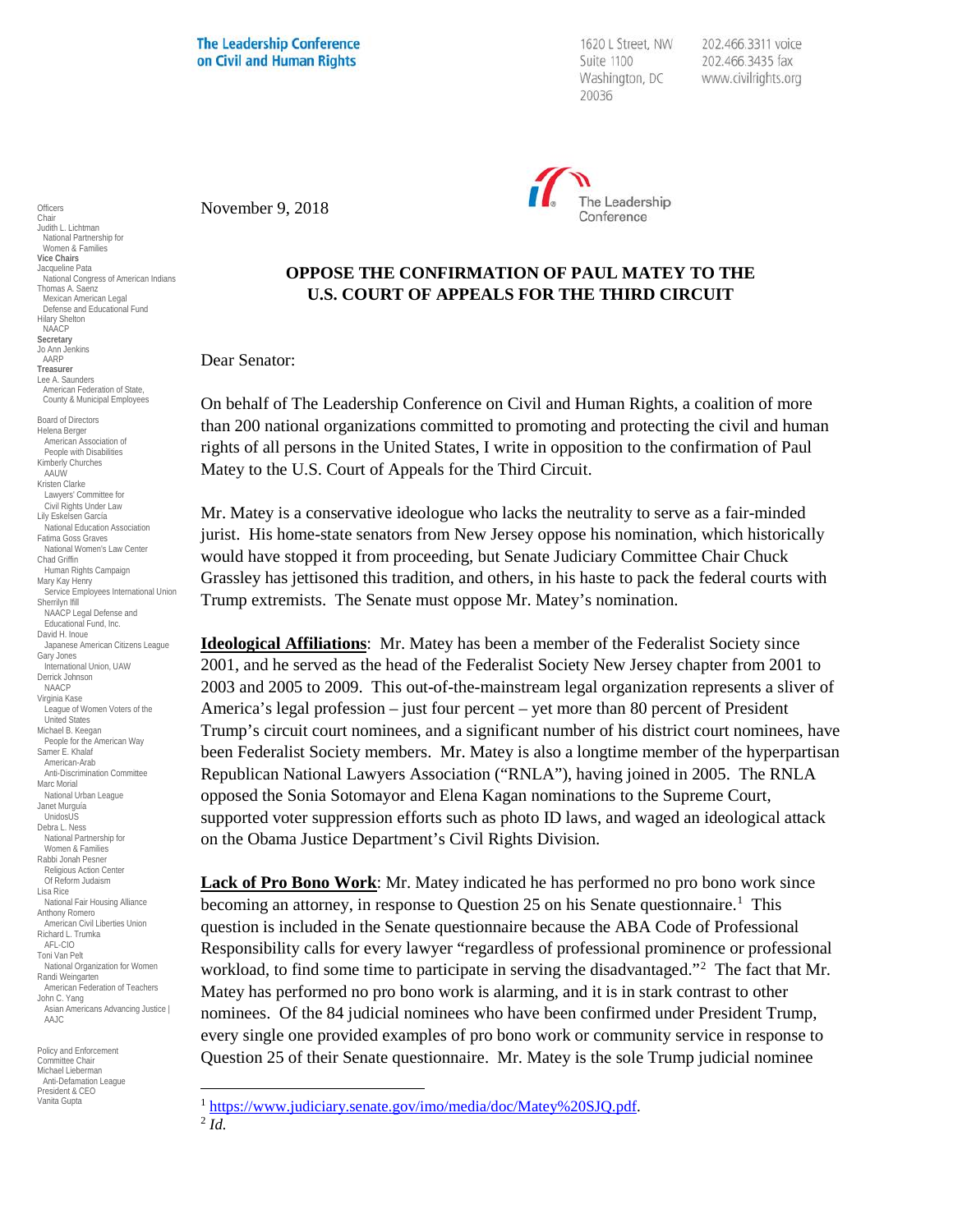The Leadership Conference on Civil and Human Rights

1620 L Street, NW
Suite 1100
Washington, DC
20036

202.466.3311 voice
202.466.3435 fax
www.civilrights.org

Officers
Chair
Judith L. Lichtman
National Partnership for Women & Families
**Vice Chairs**
Jacqueline Pata
National Congress of American Indians
Thomas A. Saenz
Mexican American Legal Defense and Educational Fund
Hilary Shelton
NAACP
**Secretary**
Jo Ann Jenkins
AARP
**Treasurer**
Lee A. Saunders
American Federation of State, County & Municipal Employees

Board of Directors
Helena Berger
American Association of People with Disabilities
Kimberly Churches
AAUW
Kristen Clarke
Lawyers' Committee for Civil Rights Under Law
Lily Eskelsen García
National Education Association
Fatima Goss Graves
National Women's Law Center
Chad Griffin
Human Rights Campaign
Mary Kay Henry
Service Employees International Union
Sherrilyn Ifill
NAACP Legal Defense and Educational Fund, Inc.
David H. Inoue
Japanese American Citizens League
Gary Jones
International Union, UAW
Derrick Johnson
NAACP
Virginia Kase
League of Women Voters of the United States
Michael B. Keegan
People for the American Way
Samer E. Khalaf
American-Arab Anti-Discrimination Committee
Marc Morial
National Urban League
Janet Murguía
UnidosUS
Debra L. Ness
National Partnership for Women & Families
Rabbi Jonah Pesner
Religious Action Center Of Reform Judaism
Lisa Rice
National Fair Housing Alliance
Anthony Romero
American Civil Liberties Union
Richard L. Trumka
AFL-CIO
Toni Van Pelt
National Organization for Women
Randi Weingarten
American Federation of Teachers
John C. Yang
Asian Americans Advancing Justice | AAJC

Policy and Enforcement Committee Chair
Michael Lieberman
Anti-Defamation League
President & CEO
Vanita Gupta

November 9, 2018

**OPPOSE THE CONFIRMATION OF PAUL MATEY TO THE U.S. COURT OF APPEALS FOR THE THIRD CIRCUIT**

Dear Senator:

On behalf of The Leadership Conference on Civil and Human Rights, a coalition of more than 200 national organizations committed to promoting and protecting the civil and human rights of all persons in the United States, I write in opposition to the confirmation of Paul Matey to the U.S. Court of Appeals for the Third Circuit.

Mr. Matey is a conservative ideologue who lacks the neutrality to serve as a fair-minded jurist. His home-state senators from New Jersey oppose his nomination, which historically would have stopped it from proceeding, but Senate Judiciary Committee Chair Chuck Grassley has jettisoned this tradition, and others, in his haste to pack the federal courts with Trump extremists. The Senate must oppose Mr. Matey's nomination.

**Ideological Affiliations**: Mr. Matey has been a member of the Federalist Society since 2001, and he served as the head of the Federalist Society New Jersey chapter from 2001 to 2003 and 2005 to 2009. This out-of-the-mainstream legal organization represents a sliver of America's legal profession – just four percent – yet more than 80 percent of President Trump's circuit court nominees, and a significant number of his district court nominees, have been Federalist Society members. Mr. Matey is also a longtime member of the hyperpartisan Republican National Lawyers Association ("RNLA"), having joined in 2005. The RNLA opposed the Sonia Sotomayor and Elena Kagan nominations to the Supreme Court, supported voter suppression efforts such as photo ID laws, and waged an ideological attack on the Obama Justice Department's Civil Rights Division.

**Lack of Pro Bono Work**: Mr. Matey indicated he has performed no pro bono work since becoming an attorney, in response to Question 25 on his Senate questionnaire.[1] This question is included in the Senate questionnaire because the ABA Code of Professional Responsibility calls for every lawyer "regardless of professional prominence or professional workload, to find some time to participate in serving the disadvantaged."[2] The fact that Mr. Matey has performed no pro bono work is alarming, and it is in stark contrast to other nominees. Of the 84 judicial nominees who have been confirmed under President Trump, every single one provided examples of pro bono work or community service in response to Question 25 of their Senate questionnaire. Mr. Matey is the sole Trump judicial nominee

[1] https://www.judiciary.senate.gov/imo/media/doc/Matey%20SJQ.pdf.
[2] *Id.*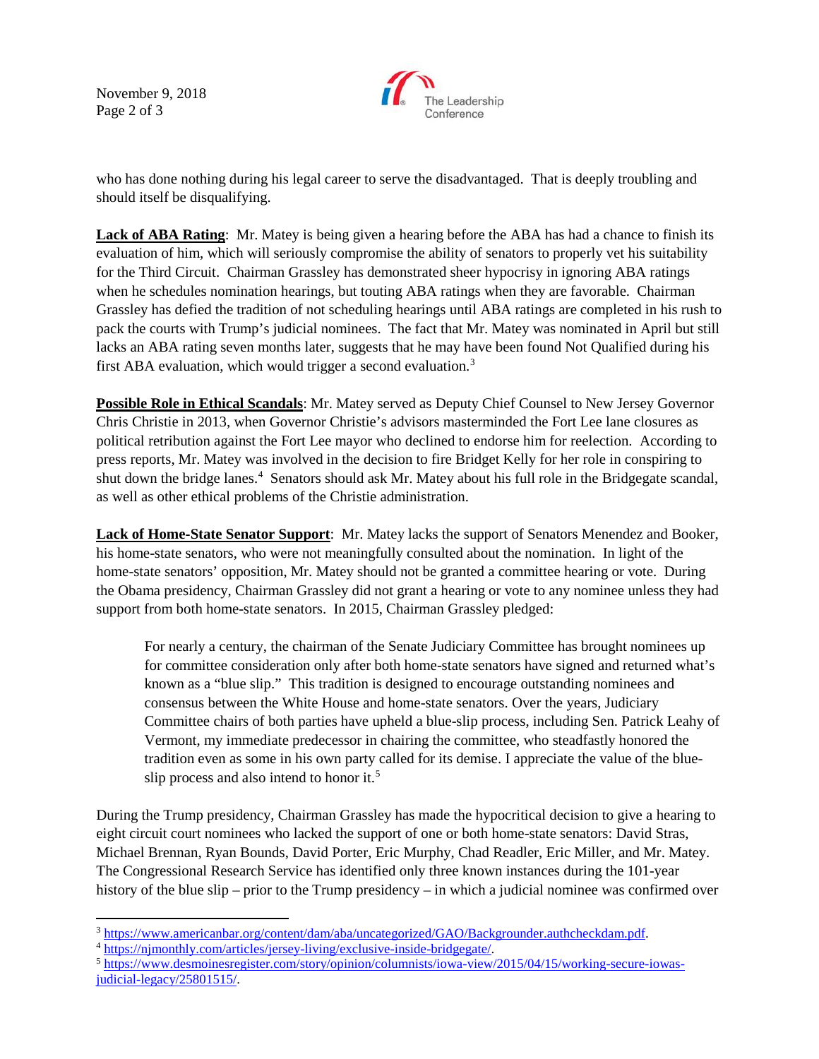who has done nothing during his legal career to serve the disadvantaged. That is deeply troubling and should itself be disqualifying.

**Lack of ABA Rating**: Mr. Matey is being given a hearing before the ABA has had a chance to finish its evaluation of him, which will seriously compromise the ability of senators to properly vet his suitability for the Third Circuit. Chairman Grassley has demonstrated sheer hypocrisy in ignoring ABA ratings when he schedules nomination hearings, but touting ABA ratings when they are favorable. Chairman Grassley has defied the tradition of not scheduling hearings until ABA ratings are completed in his rush to pack the courts with Trump's judicial nominees. The fact that Mr. Matey was nominated in April but still lacks an ABA rating seven months later, suggests that he may have been found Not Qualified during his first ABA evaluation, which would trigger a second evaluation.[3]

**Possible Role in Ethical Scandals**: Mr. Matey served as Deputy Chief Counsel to New Jersey Governor Chris Christie in 2013, when Governor Christie's advisors masterminded the Fort Lee lane closures as political retribution against the Fort Lee mayor who declined to endorse him for reelection. According to press reports, Mr. Matey was involved in the decision to fire Bridget Kelly for her role in conspiring to shut down the bridge lanes.[4] Senators should ask Mr. Matey about his full role in the Bridgegate scandal, as well as other ethical problems of the Christie administration.

**Lack of Home-State Senator Support**: Mr. Matey lacks the support of Senators Menendez and Booker, his home-state senators, who were not meaningfully consulted about the nomination. In light of the home-state senators' opposition, Mr. Matey should not be granted a committee hearing or vote. During the Obama presidency, Chairman Grassley did not grant a hearing or vote to any nominee unless they had support from both home-state senators. In 2015, Chairman Grassley pledged:

> For nearly a century, the chairman of the Senate Judiciary Committee has brought nominees up for committee consideration only after both home-state senators have signed and returned what's known as a "blue slip." This tradition is designed to encourage outstanding nominees and consensus between the White House and home-state senators. Over the years, Judiciary Committee chairs of both parties have upheld a blue-slip process, including Sen. Patrick Leahy of Vermont, my immediate predecessor in chairing the committee, who steadfastly honored the tradition even as some in his own party called for its demise. I appreciate the value of the blue-slip process and also intend to honor it.[5]

During the Trump presidency, Chairman Grassley has made the hypocritical decision to give a hearing to eight circuit court nominees who lacked the support of one or both home-state senators: David Stras, Michael Brennan, Ryan Bounds, David Porter, Eric Murphy, Chad Readler, Eric Miller, and Mr. Matey. The Congressional Research Service has identified only three known instances during the 101-year history of the blue slip – prior to the Trump presidency – in which a judicial nominee was confirmed over

---

[3] https://www.americanbar.org/content/dam/aba/uncategorized/GAO/Backgrounder.authcheckdam.pdf.

[4] https://njmonthly.com/articles/jersey-living/exclusive-inside-bridgegate/.

[5] https://www.desmoinesregister.com/story/opinion/columnists/iowa-view/2015/04/15/working-secure-iowas-judicial-legacy/25801515/.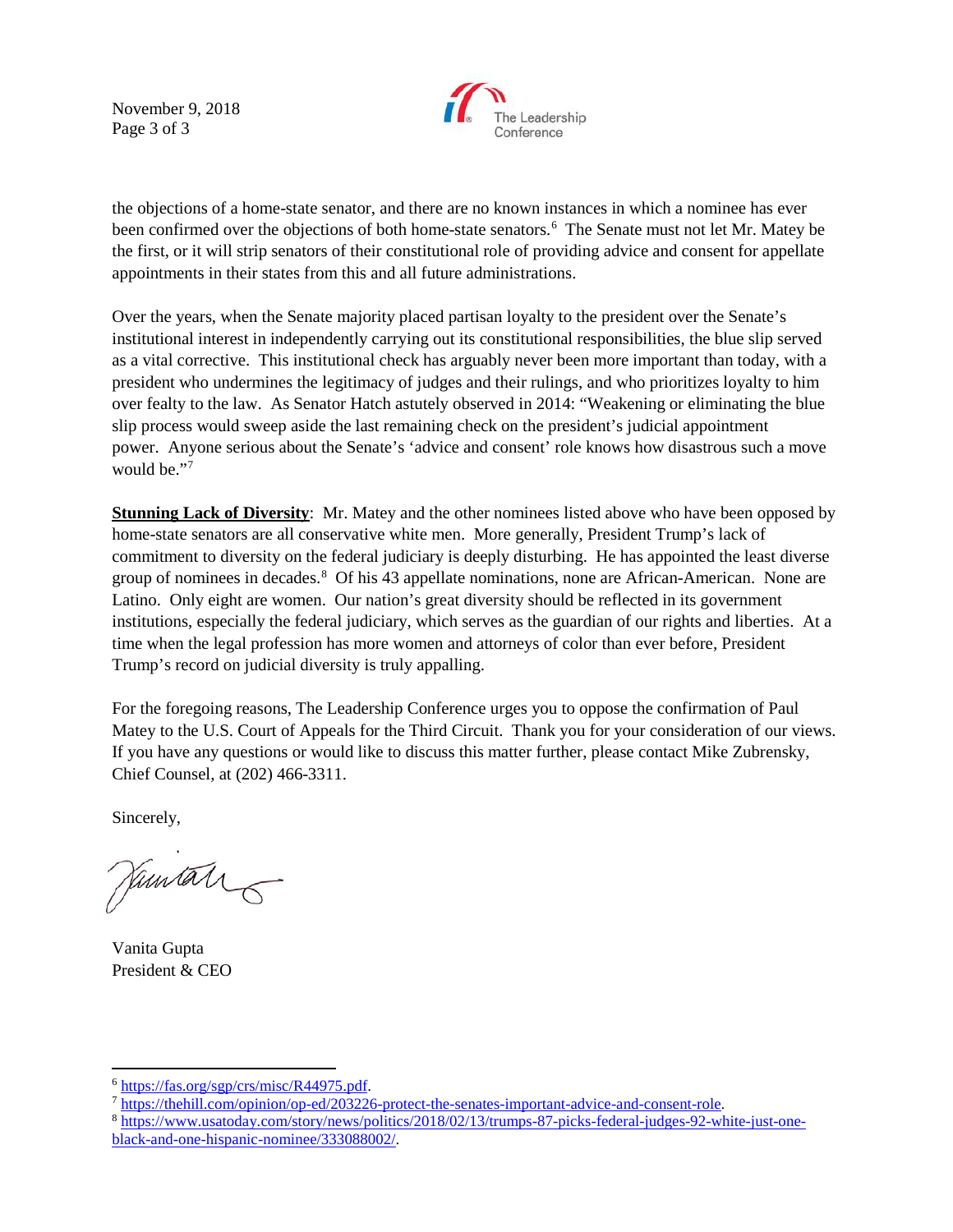the objections of a home-state senator, and there are no known instances in which a nominee has ever been confirmed over the objections of both home-state senators.[6] The Senate must not let Mr. Matey be the first, or it will strip senators of their constitutional role of providing advice and consent for appellate appointments in their states from this and all future administrations.

Over the years, when the Senate majority placed partisan loyalty to the president over the Senate's institutional interest in independently carrying out its constitutional responsibilities, the blue slip served as a vital corrective. This institutional check has arguably never been more important than today, with a president who undermines the legitimacy of judges and their rulings, and who prioritizes loyalty to him over fealty to the law. As Senator Hatch astutely observed in 2014: "Weakening or eliminating the blue slip process would sweep aside the last remaining check on the president's judicial appointment power. Anyone serious about the Senate's 'advice and consent' role knows how disastrous such a move would be."[7]

**Stunning Lack of Diversity**: Mr. Matey and the other nominees listed above who have been opposed by home-state senators are all conservative white men. More generally, President Trump's lack of commitment to diversity on the federal judiciary is deeply disturbing. He has appointed the least diverse group of nominees in decades.[8] Of his 43 appellate nominations, none are African-American. None are Latino. Only eight are women. Our nation's great diversity should be reflected in its government institutions, especially the federal judiciary, which serves as the guardian of our rights and liberties. At a time when the legal profession has more women and attorneys of color than ever before, President Trump's record on judicial diversity is truly appalling.

For the foregoing reasons, The Leadership Conference urges you to oppose the confirmation of Paul Matey to the U.S. Court of Appeals for the Third Circuit. Thank you for your consideration of our views. If you have any questions or would like to discuss this matter further, please contact Mike Zubrensky, Chief Counsel, at (202) 466-3311.

Sincerely,

Vanita Gupta
President & CEO

---

[6] https://fas.org/sgp/crs/misc/R44975.pdf.

[7] https://thehill.com/opinion/op-ed/203226-protect-the-senates-important-advice-and-consent-role.

[8] https://www.usatoday.com/story/news/politics/2018/02/13/trumps-87-picks-federal-judges-92-white-just-one-black-and-one-hispanic-nominee/333088002/.